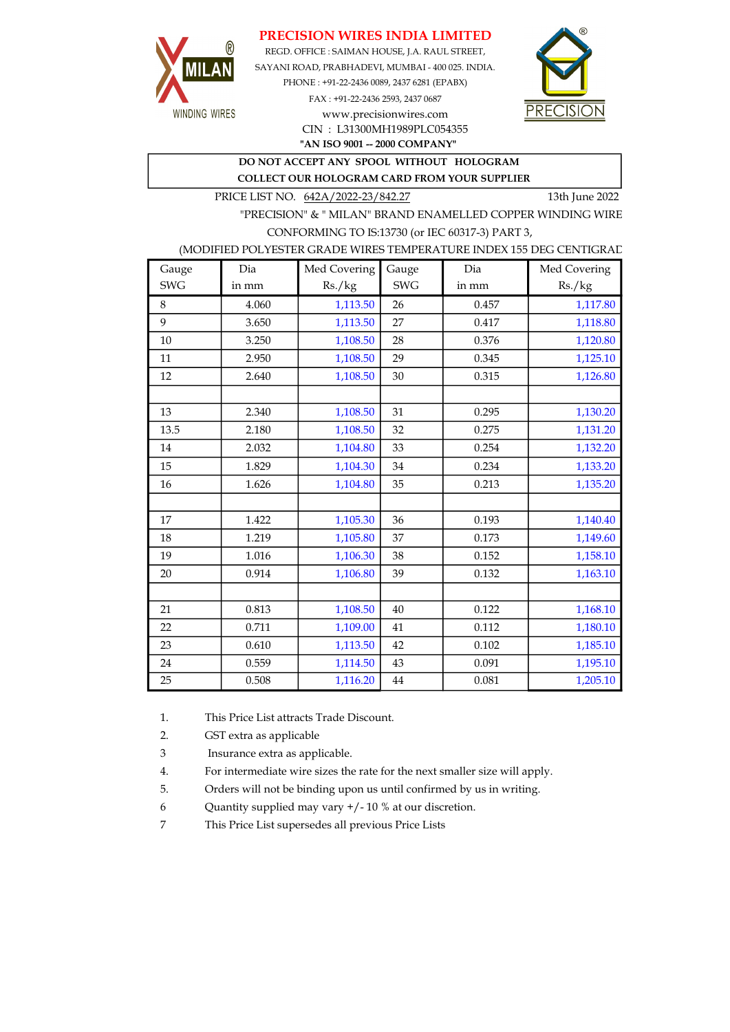# PRECISION WIRES INDIA LIMITED

REGD. OFFICE : SAIMAN HOUSE, J.A. RAUL STREET,
SAYANI ROAD, PRABHADEVI, MUMBAI - 400 025. INDIA.
PHONE : +91-22-2436 0089, 2437 6281 (EPABX)
FAX : +91-22-2436 2593, 2437 0687
www.precisionwires.com
CIN : L31300MH1989PLC054355
**"AN ISO 9001 -- 2000 COMPANY"**

MILAN WINDING WIRES

PRECISION

**DO NOT ACCEPT ANY SPOOL WITHOUT HOLOGRAM**
**COLLECT OUR HOLOGRAM CARD FROM YOUR SUPPLIER**

PRICE LIST NO. 642A/2022-23/842.27 13th June 2022

"PRECISION" & " MILAN" BRAND ENAMELLED COPPER WINDING WIRE
CONFORMING TO IS:13730 (or IEC 60317-3) PART 3,
(MODIFIED POLYESTER GRADE WIRES TEMPERATURE INDEX 155 DEG CENTIGRAD

| Gauge SWG | Dia in mm | Med Covering Rs./kg | Gauge SWG | Dia in mm | Med Covering Rs./kg |
|---|---|---|---|---|---|
| 8 | 4.060 | 1,113.50 | 26 | 0.457 | 1,117.80 |
| 9 | 3.650 | 1,113.50 | 27 | 0.417 | 1,118.80 |
| 10 | 3.250 | 1,108.50 | 28 | 0.376 | 1,120.80 |
| 11 | 2.950 | 1,108.50 | 29 | 0.345 | 1,125.10 |
| 12 | 2.640 | 1,108.50 | 30 | 0.315 | 1,126.80 |
| | | | | | |
| 13 | 2.340 | 1,108.50 | 31 | 0.295 | 1,130.20 |
| 13.5 | 2.180 | 1,108.50 | 32 | 0.275 | 1,131.20 |
| 14 | 2.032 | 1,104.80 | 33 | 0.254 | 1,132.20 |
| 15 | 1.829 | 1,104.30 | 34 | 0.234 | 1,133.20 |
| 16 | 1.626 | 1,104.80 | 35 | 0.213 | 1,135.20 |
| | | | | | |
| 17 | 1.422 | 1,105.30 | 36 | 0.193 | 1,140.40 |
| 18 | 1.219 | 1,105.80 | 37 | 0.173 | 1,149.60 |
| 19 | 1.016 | 1,106.30 | 38 | 0.152 | 1,158.10 |
| 20 | 0.914 | 1,106.80 | 39 | 0.132 | 1,163.10 |
| | | | | | |
| 21 | 0.813 | 1,108.50 | 40 | 0.122 | 1,168.10 |
| 22 | 0.711 | 1,109.00 | 41 | 0.112 | 1,180.10 |
| 23 | 0.610 | 1,113.50 | 42 | 0.102 | 1,185.10 |
| 24 | 0.559 | 1,114.50 | 43 | 0.091 | 1,195.10 |
| 25 | 0.508 | 1,116.20 | 44 | 0.081 | 1,205.10 |

1. This Price List attracts Trade Discount.
2. GST extra as applicable
3 Insurance extra as applicable.
4. For intermediate wire sizes the rate for the next smaller size will apply.
5. Orders will not be binding upon us until confirmed by us in writing.
6 Quantity supplied may vary +/- 10 % at our discretion.
7 This Price List supersedes all previous Price Lists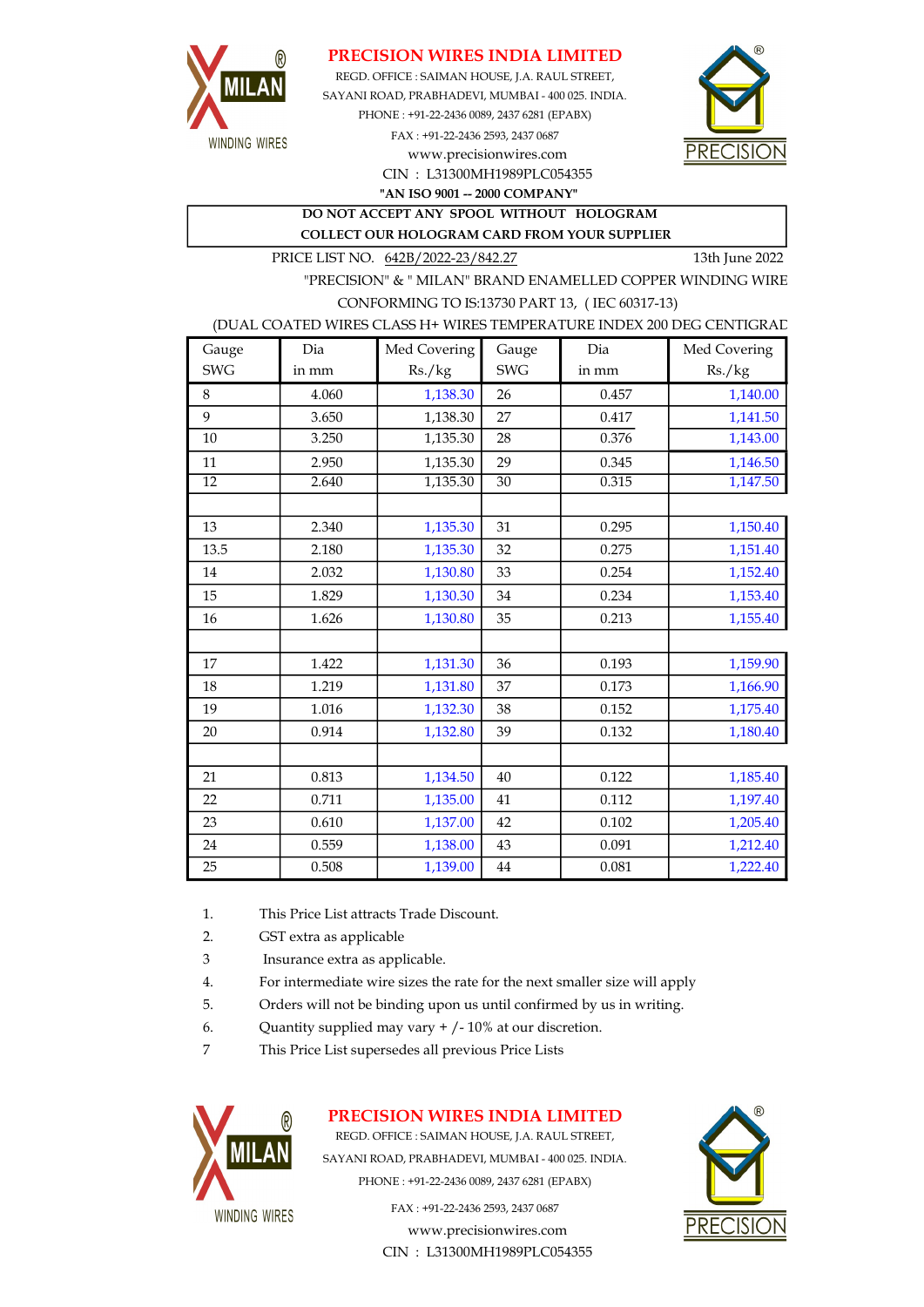# PRECISION WIRES INDIA LIMITED

REGD. OFFICE : SAIMAN HOUSE, J.A. RAUL STREET,
SAYANI ROAD, PRABHADEVI, MUMBAI - 400 025. INDIA.
PHONE : +91-22-2436 0089, 2437 6281 (EPABX)
FAX : +91-22-2436 2593, 2437 0687
www.precisionwires.com
CIN : L31300MH1989PLC054355
**"AN ISO 9001 -- 2000 COMPANY"**

**DO NOT ACCEPT ANY SPOOL WITHOUT HOLOGRAM**
**COLLECT OUR HOLOGRAM CARD FROM YOUR SUPPLIER**

PRICE LIST NO. 642B/2022-23/842.27 13th June 2022

"PRECISION" & " MILAN" BRAND ENAMELLED COPPER WINDING WIRE
CONFORMING TO IS:13730 PART 13, ( IEC 60317-13)
(DUAL COATED WIRES CLASS H+ WIRES TEMPERATURE INDEX 200 DEG CENTIGRAD

| Gauge SWG | Dia in mm | Med Covering Rs./kg | Gauge SWG | Dia in mm | Med Covering Rs./kg |
|---|---|---|---|---|---|
| 8 | 4.060 | 1,138.30 | 26 | 0.457 | 1,140.00 |
| 9 | 3.650 | 1,138.30 | 27 | 0.417 | 1,141.50 |
| 10 | 3.250 | 1,135.30 | 28 | 0.376 | 1,143.00 |
| 11 | 2.950 | 1,135.30 | 29 | 0.345 | 1,146.50 |
| 12 | 2.640 | 1,135.30 | 30 | 0.315 | 1,147.50 |
| | | | | | |
| 13 | 2.340 | 1,135.30 | 31 | 0.295 | 1,150.40 |
| 13.5 | 2.180 | 1,135.30 | 32 | 0.275 | 1,151.40 |
| 14 | 2.032 | 1,130.80 | 33 | 0.254 | 1,152.40 |
| 15 | 1.829 | 1,130.30 | 34 | 0.234 | 1,153.40 |
| 16 | 1.626 | 1,130.80 | 35 | 0.213 | 1,155.40 |
| | | | | | |
| 17 | 1.422 | 1,131.30 | 36 | 0.193 | 1,159.90 |
| 18 | 1.219 | 1,131.80 | 37 | 0.173 | 1,166.90 |
| 19 | 1.016 | 1,132.30 | 38 | 0.152 | 1,175.40 |
| 20 | 0.914 | 1,132.80 | 39 | 0.132 | 1,180.40 |
| | | | | | |
| 21 | 0.813 | 1,134.50 | 40 | 0.122 | 1,185.40 |
| 22 | 0.711 | 1,135.00 | 41 | 0.112 | 1,197.40 |
| 23 | 0.610 | 1,137.00 | 42 | 0.102 | 1,205.40 |
| 24 | 0.559 | 1,138.00 | 43 | 0.091 | 1,212.40 |
| 25 | 0.508 | 1,139.00 | 44 | 0.081 | 1,222.40 |

1. This Price List attracts Trade Discount.
2. GST extra as applicable
3 Insurance extra as applicable.
4. For intermediate wire sizes the rate for the next smaller size will apply
5. Orders will not be binding upon us until confirmed by us in writing.
6. Quantity supplied may vary + /- 10% at our discretion.
7 This Price List supersedes all previous Price Lists

**PRECISION WIRES INDIA LIMITED**

REGD. OFFICE : SAIMAN HOUSE, J.A. RAUL STREET,
SAYANI ROAD, PRABHADEVI, MUMBAI - 400 025. INDIA.
PHONE : +91-22-2436 0089, 2437 6281 (EPABX)
FAX : +91-22-2436 2593, 2437 0687
www.precisionwires.com
CIN : L31300MH1989PLC054355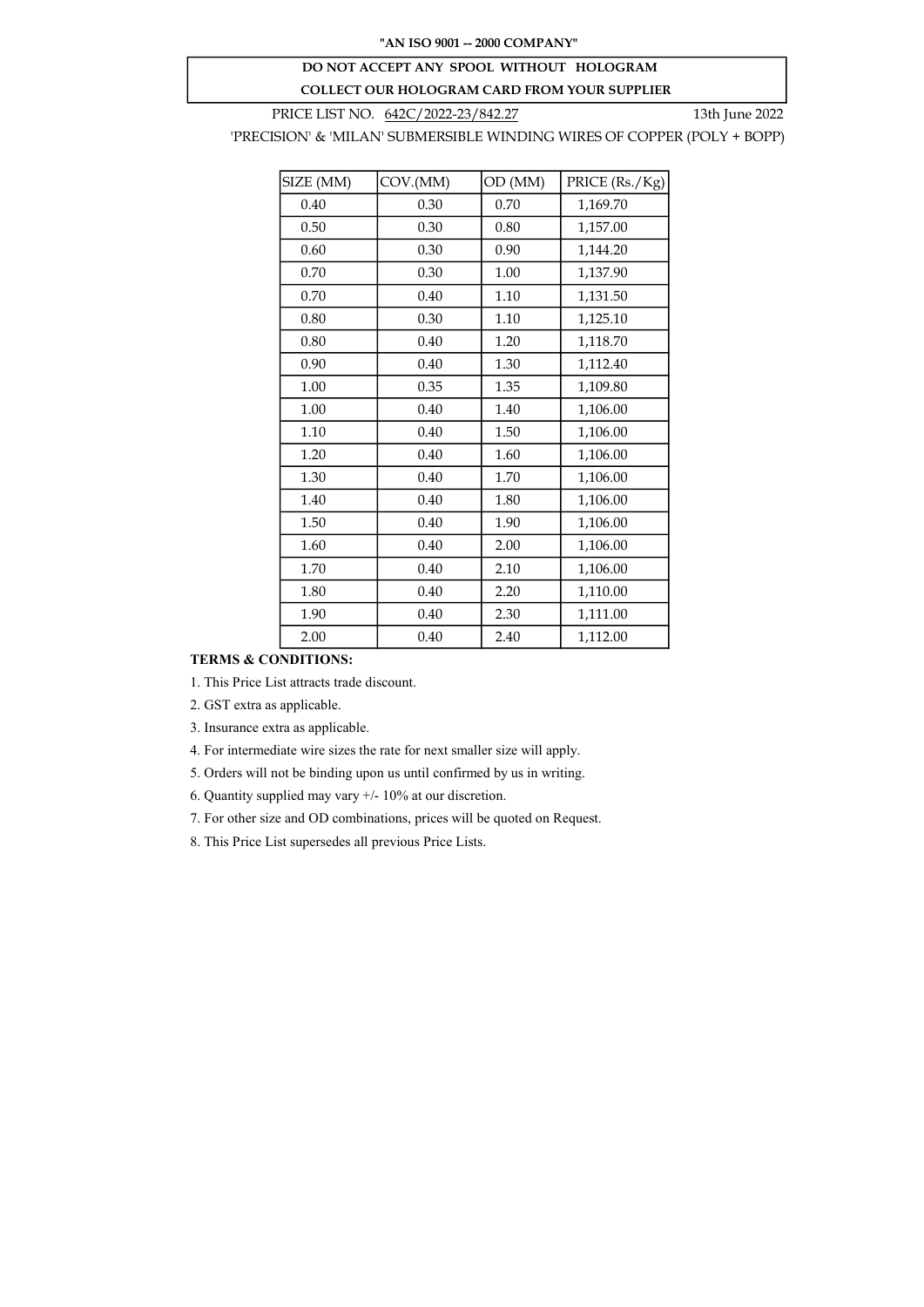**"AN ISO 9001 -- 2000 COMPANY"**

**DO NOT ACCEPT ANY SPOOL WITHOUT HOLOGRAM**

**COLLECT OUR HOLOGRAM CARD FROM YOUR SUPPLIER**

PRICE LIST NO. 642C/2022-23/842.27 13th June 2022

'PRECISION' & 'MILAN' SUBMERSIBLE WINDING WIRES OF COPPER (POLY + BOPP)

| SIZE (MM) | COV.(MM) | OD (MM) | PRICE (Rs./Kg) |
|---|---|---|---|
| 0.40 | 0.30 | 0.70 | 1,169.70 |
| 0.50 | 0.30 | 0.80 | 1,157.00 |
| 0.60 | 0.30 | 0.90 | 1,144.20 |
| 0.70 | 0.30 | 1.00 | 1,137.90 |
| 0.70 | 0.40 | 1.10 | 1,131.50 |
| 0.80 | 0.30 | 1.10 | 1,125.10 |
| 0.80 | 0.40 | 1.20 | 1,118.70 |
| 0.90 | 0.40 | 1.30 | 1,112.40 |
| 1.00 | 0.35 | 1.35 | 1,109.80 |
| 1.00 | 0.40 | 1.40 | 1,106.00 |
| 1.10 | 0.40 | 1.50 | 1,106.00 |
| 1.20 | 0.40 | 1.60 | 1,106.00 |
| 1.30 | 0.40 | 1.70 | 1,106.00 |
| 1.40 | 0.40 | 1.80 | 1,106.00 |
| 1.50 | 0.40 | 1.90 | 1,106.00 |
| 1.60 | 0.40 | 2.00 | 1,106.00 |
| 1.70 | 0.40 | 2.10 | 1,106.00 |
| 1.80 | 0.40 | 2.20 | 1,110.00 |
| 1.90 | 0.40 | 2.30 | 1,111.00 |
| 2.00 | 0.40 | 2.40 | 1,112.00 |

**TERMS & CONDITIONS:**

1. This Price List attracts trade discount.
2. GST extra as applicable.
3. Insurance extra as applicable.
4. For intermediate wire sizes the rate for next smaller size will apply.
5. Orders will not be binding upon us until confirmed by us in writing.
6. Quantity supplied may vary +/- 10% at our discretion.
7. For other size and OD combinations, prices will be quoted on Request.
8. This Price List supersedes all previous Price Lists.